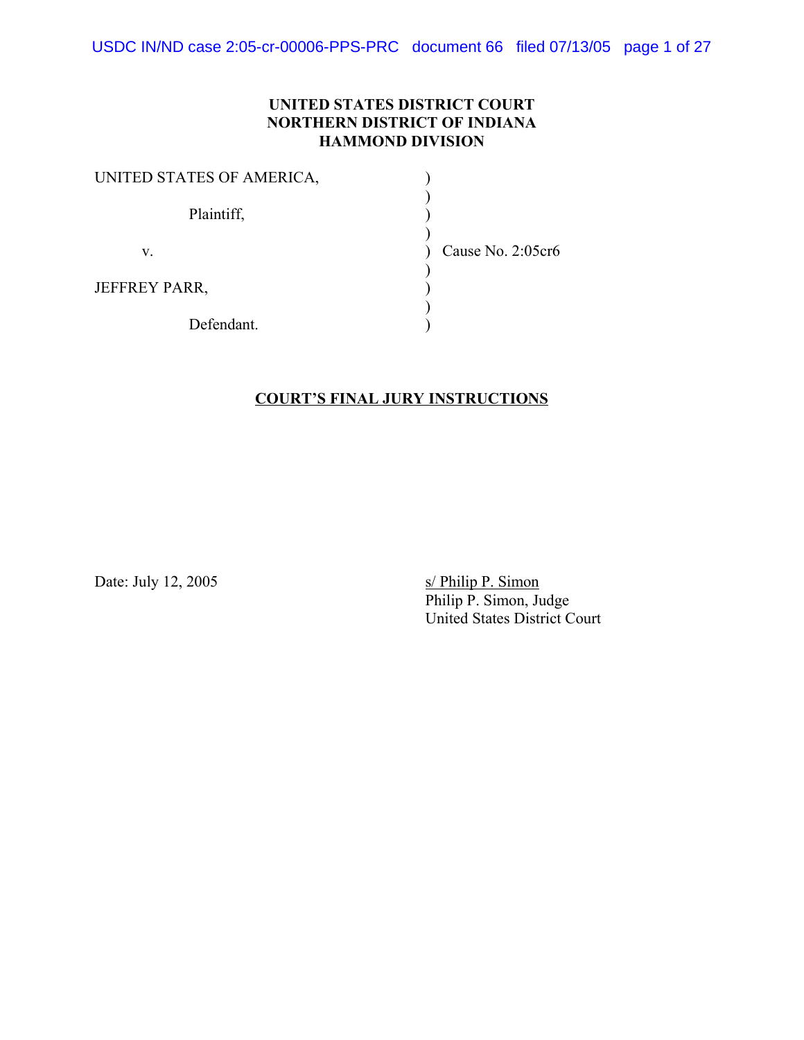**UNITED STATES DISTRICT COURT**
**NORTHERN DISTRICT OF INDIANA**
**HAMMOND DIVISION**

UNITED STATES OF AMERICA, )
)
Plaintiff, )
)
v. ) Cause No. 2:05cr6
)
JEFFREY PARR, )
)
Defendant. )

**COURT'S FINAL JURY INSTRUCTIONS**

Date: July 12, 2005

s/ Philip P. Simon
Philip P. Simon, Judge
United States District Court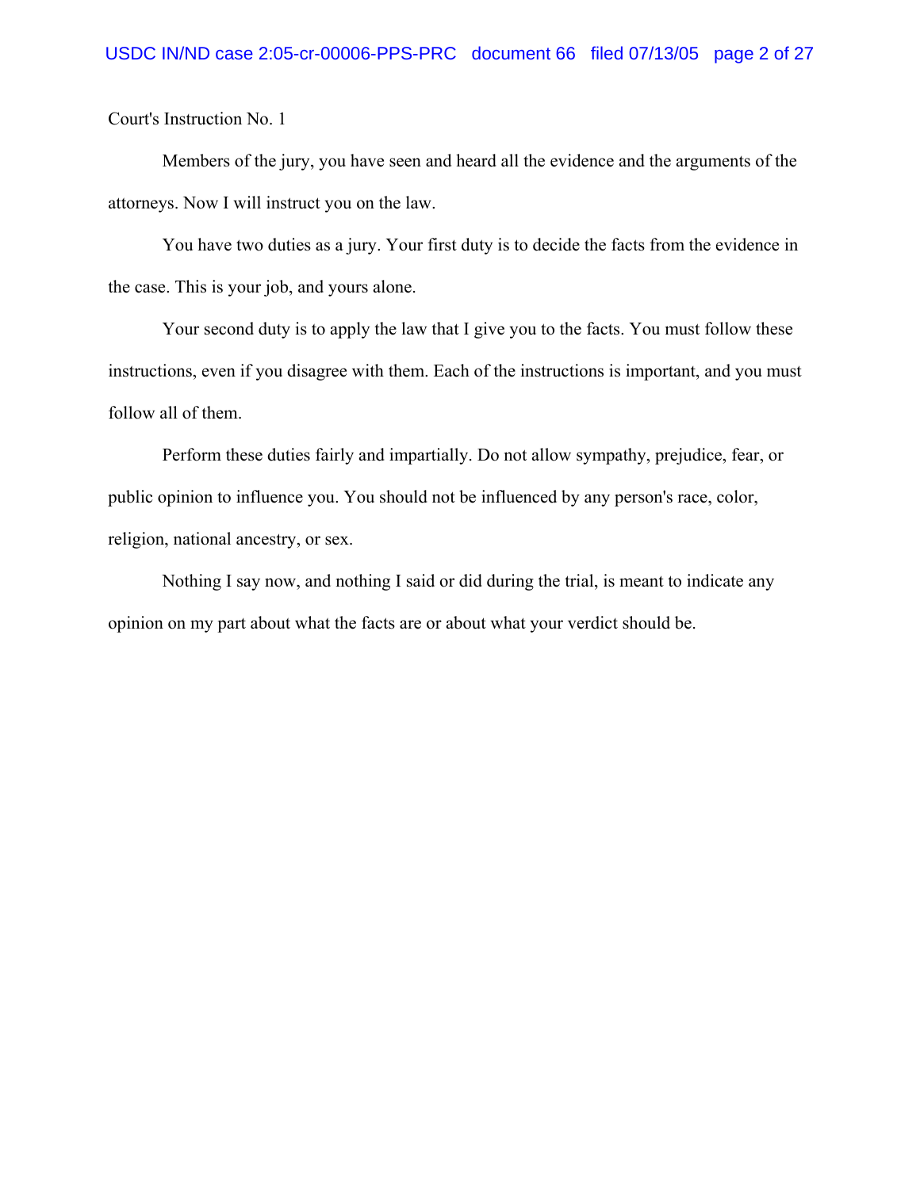Court's Instruction No. 1

Members of the jury, you have seen and heard all the evidence and the arguments of the attorneys. Now I will instruct you on the law.

You have two duties as a jury. Your first duty is to decide the facts from the evidence in the case. This is your job, and yours alone.

Your second duty is to apply the law that I give you to the facts. You must follow these instructions, even if you disagree with them. Each of the instructions is important, and you must follow all of them.

Perform these duties fairly and impartially. Do not allow sympathy, prejudice, fear, or public opinion to influence you. You should not be influenced by any person's race, color, religion, national ancestry, or sex.

Nothing I say now, and nothing I said or did during the trial, is meant to indicate any opinion on my part about what the facts are or about what your verdict should be.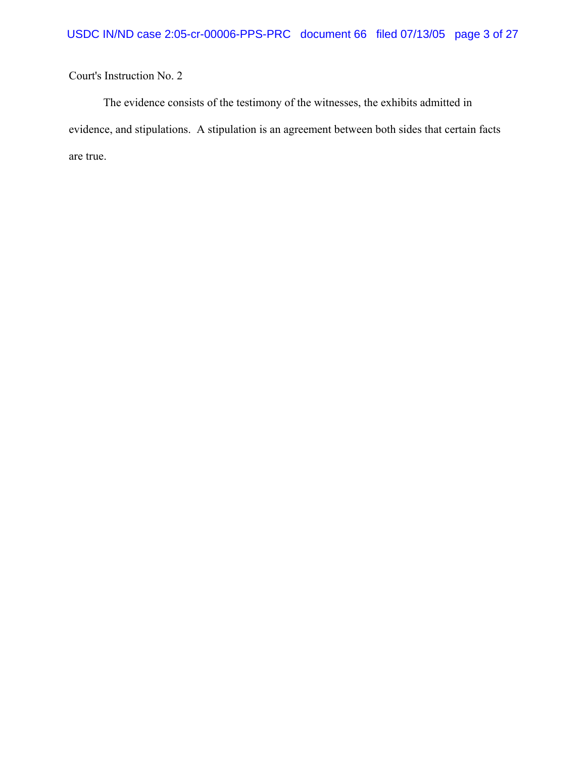Court's Instruction No. 2

The evidence consists of the testimony of the witnesses, the exhibits admitted in evidence, and stipulations. A stipulation is an agreement between both sides that certain facts are true.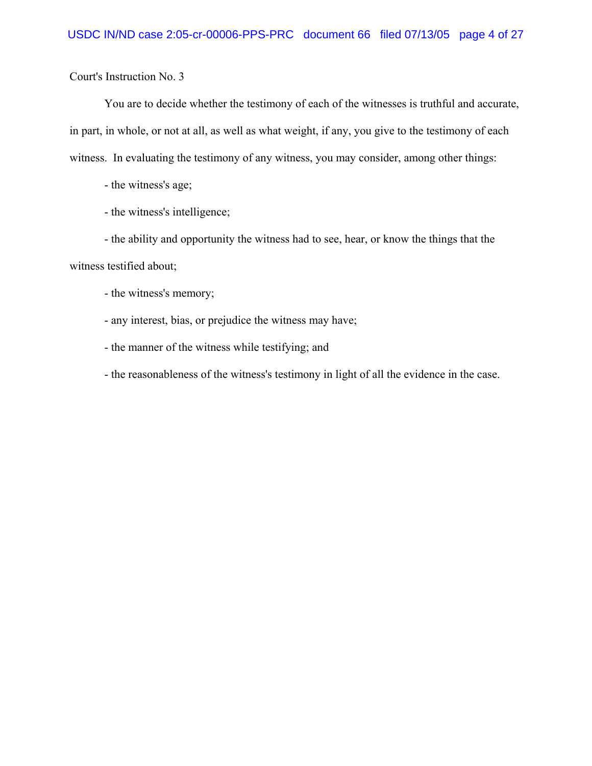Court's Instruction No. 3

You are to decide whether the testimony of each of the witnesses is truthful and accurate, in part, in whole, or not at all, as well as what weight, if any, you give to the testimony of each witness. In evaluating the testimony of any witness, you may consider, among other things:

- the witness's age;
- the witness's intelligence;
- the ability and opportunity the witness had to see, hear, or know the things that the witness testified about;
- the witness's memory;
- any interest, bias, or prejudice the witness may have;
- the manner of the witness while testifying; and
- the reasonableness of the witness's testimony in light of all the evidence in the case.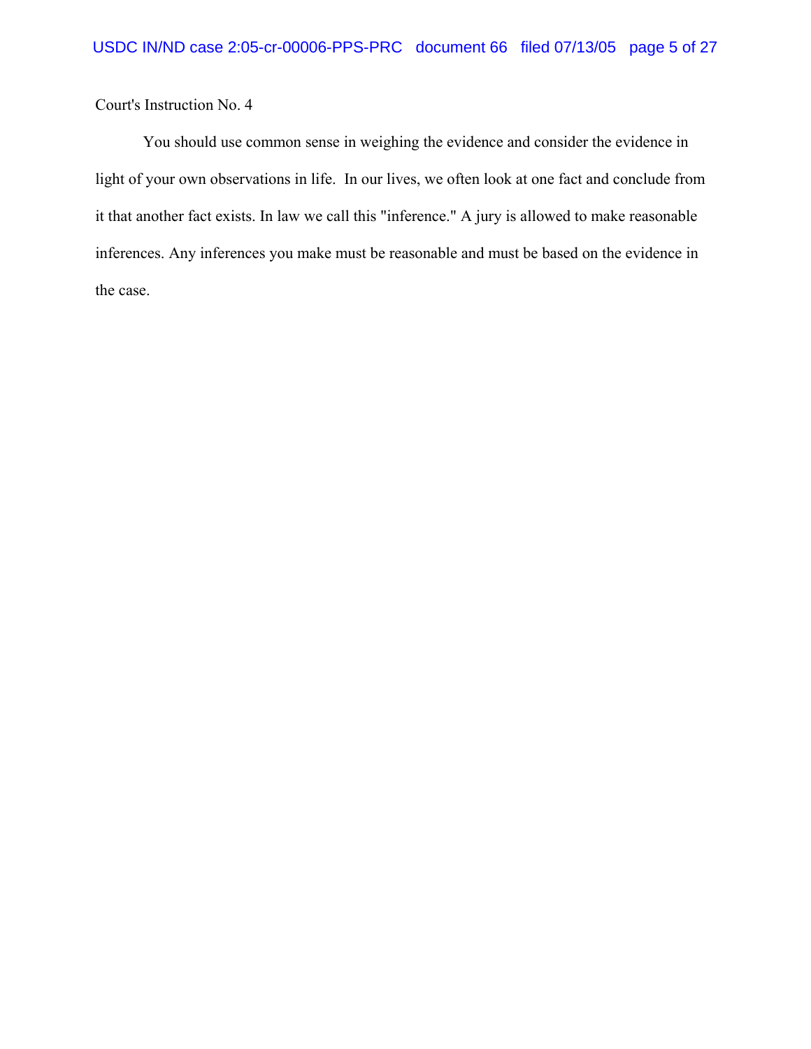Court's Instruction No. 4

You should use common sense in weighing the evidence and consider the evidence in light of your own observations in life. In our lives, we often look at one fact and conclude from it that another fact exists. In law we call this "inference." A jury is allowed to make reasonable inferences. Any inferences you make must be reasonable and must be based on the evidence in the case.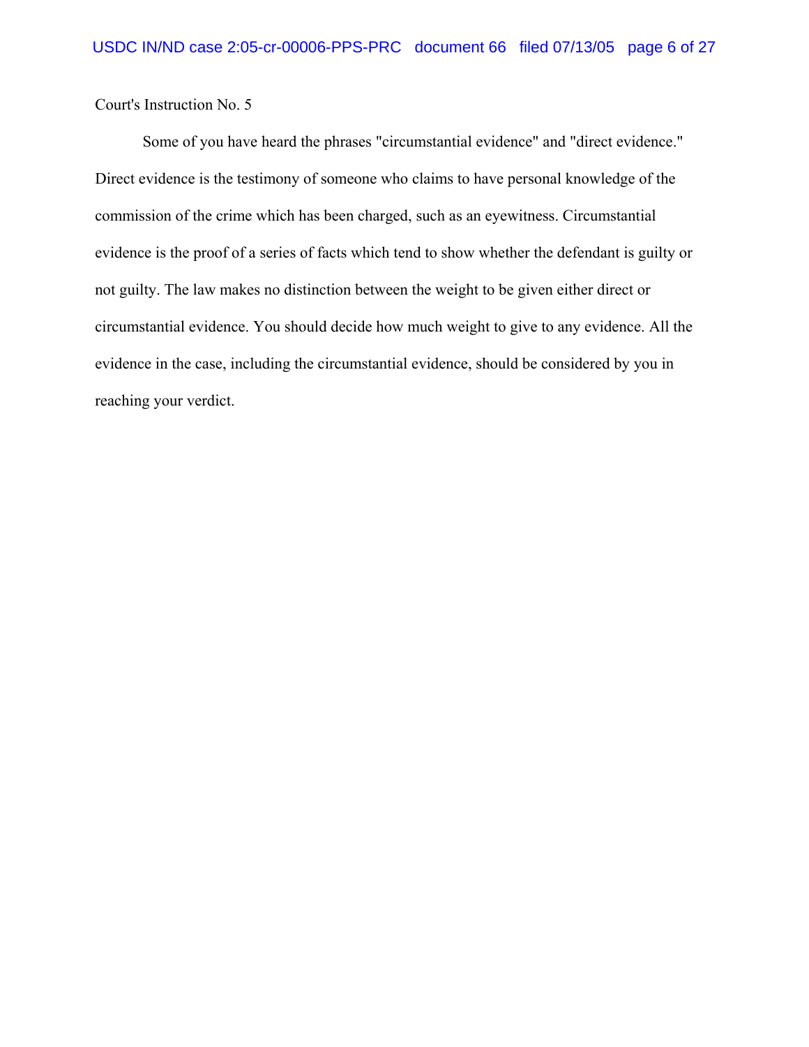Court's Instruction No. 5

Some of you have heard the phrases "circumstantial evidence" and "direct evidence." Direct evidence is the testimony of someone who claims to have personal knowledge of the commission of the crime which has been charged, such as an eyewitness. Circumstantial evidence is the proof of a series of facts which tend to show whether the defendant is guilty or not guilty. The law makes no distinction between the weight to be given either direct or circumstantial evidence. You should decide how much weight to give to any evidence. All the evidence in the case, including the circumstantial evidence, should be considered by you in reaching your verdict.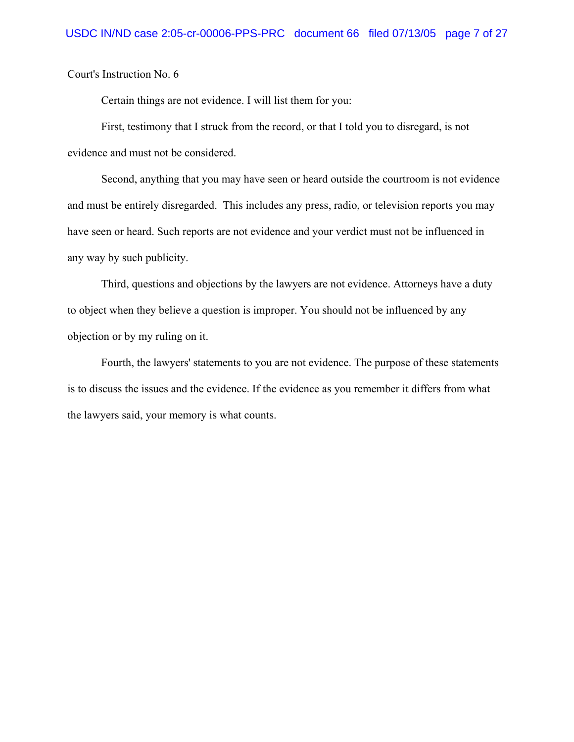Court's Instruction No. 6

Certain things are not evidence. I will list them for you:

First, testimony that I struck from the record, or that I told you to disregard, is not evidence and must not be considered.

Second, anything that you may have seen or heard outside the courtroom is not evidence and must be entirely disregarded. This includes any press, radio, or television reports you may have seen or heard. Such reports are not evidence and your verdict must not be influenced in any way by such publicity.

Third, questions and objections by the lawyers are not evidence. Attorneys have a duty to object when they believe a question is improper. You should not be influenced by any objection or by my ruling on it.

Fourth, the lawyers' statements to you are not evidence. The purpose of these statements is to discuss the issues and the evidence. If the evidence as you remember it differs from what the lawyers said, your memory is what counts.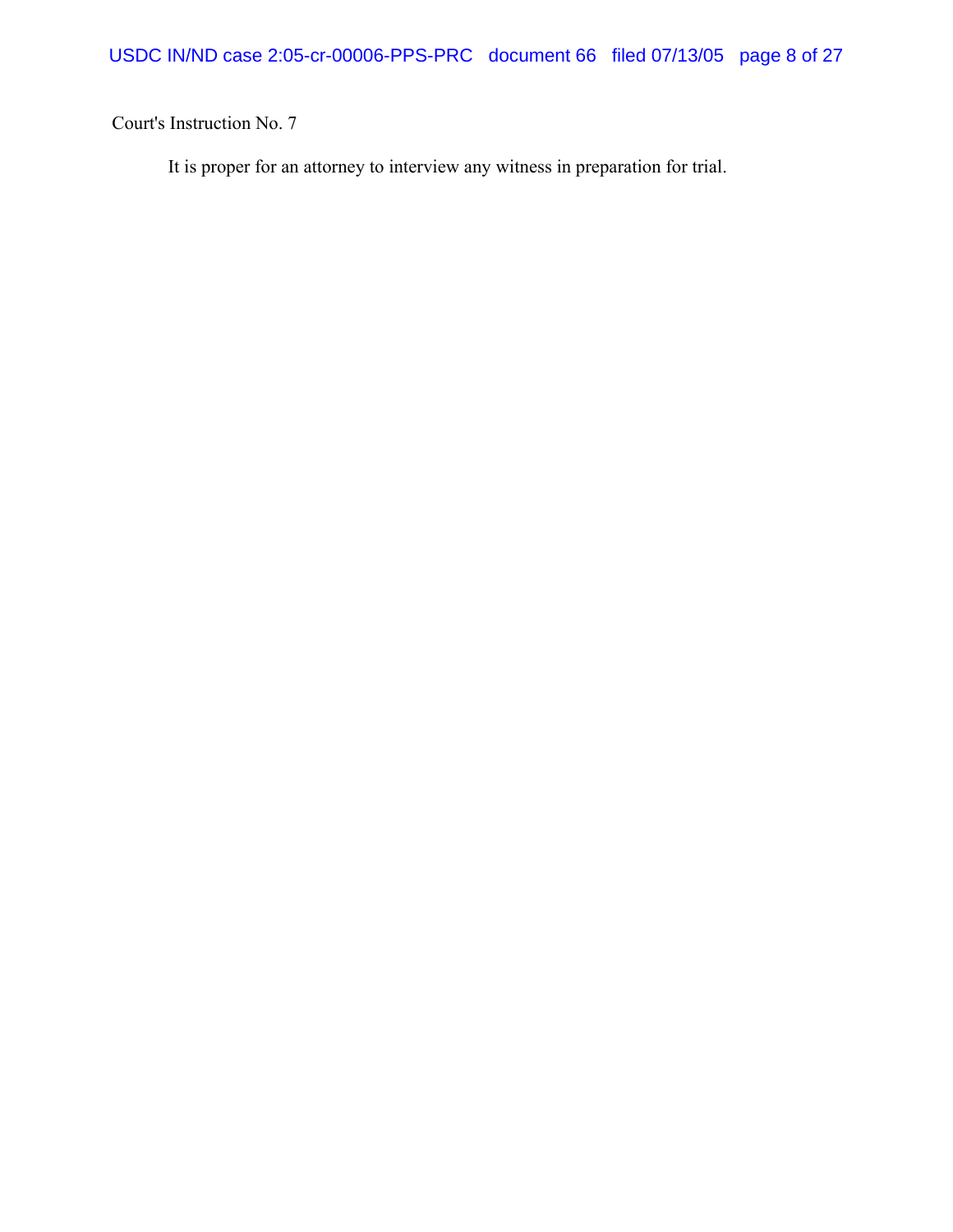Court's Instruction No. 7

It is proper for an attorney to interview any witness in preparation for trial.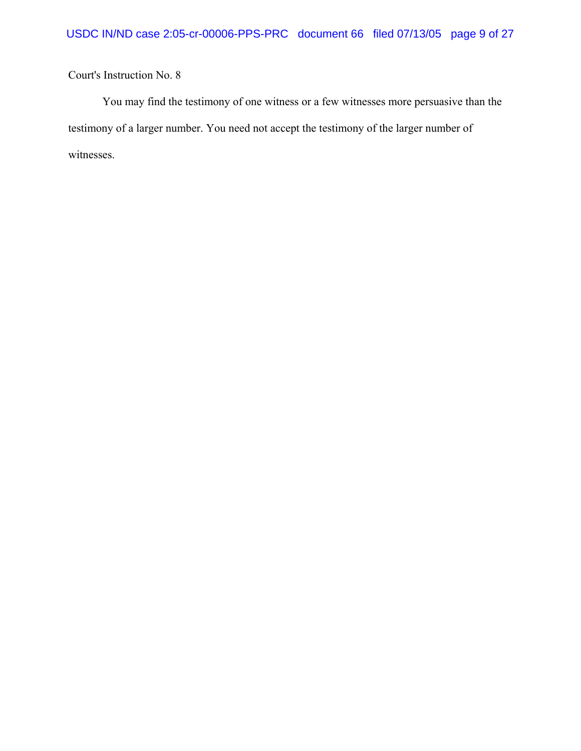Court's Instruction No. 8

You may find the testimony of one witness or a few witnesses more persuasive than the testimony of a larger number. You need not accept the testimony of the larger number of witnesses.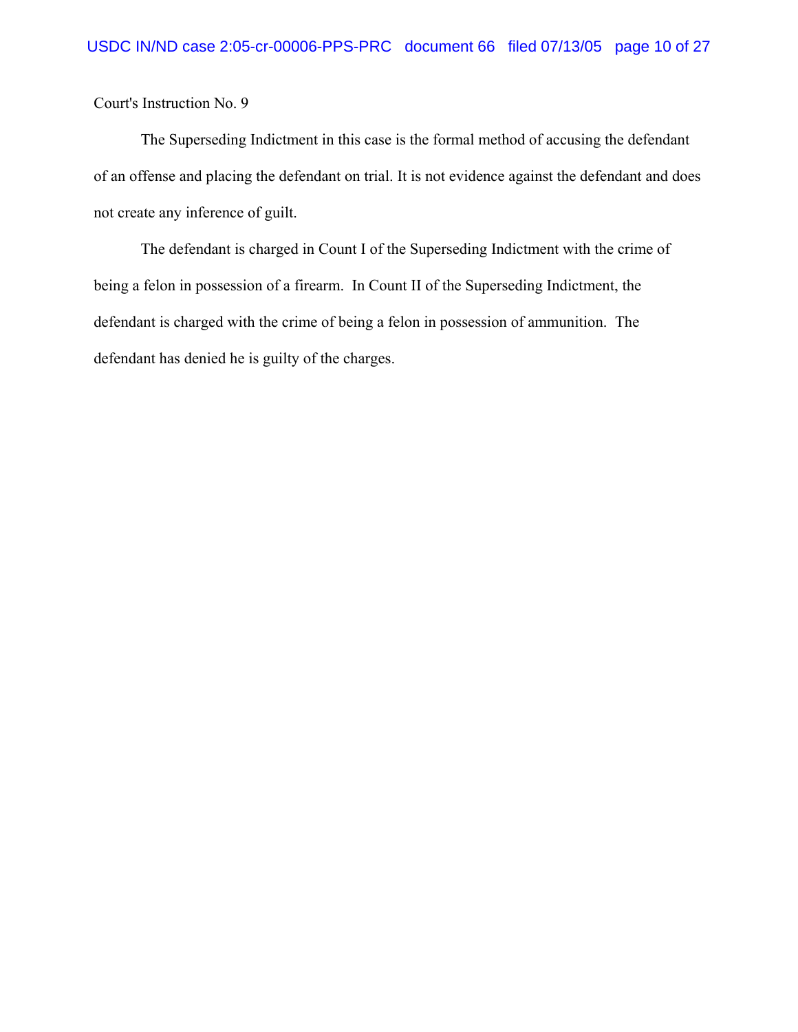Court's Instruction No. 9

The Superseding Indictment in this case is the formal method of accusing the defendant of an offense and placing the defendant on trial. It is not evidence against the defendant and does not create any inference of guilt.

The defendant is charged in Count I of the Superseding Indictment with the crime of being a felon in possession of a firearm. In Count II of the Superseding Indictment, the defendant is charged with the crime of being a felon in possession of ammunition. The defendant has denied he is guilty of the charges.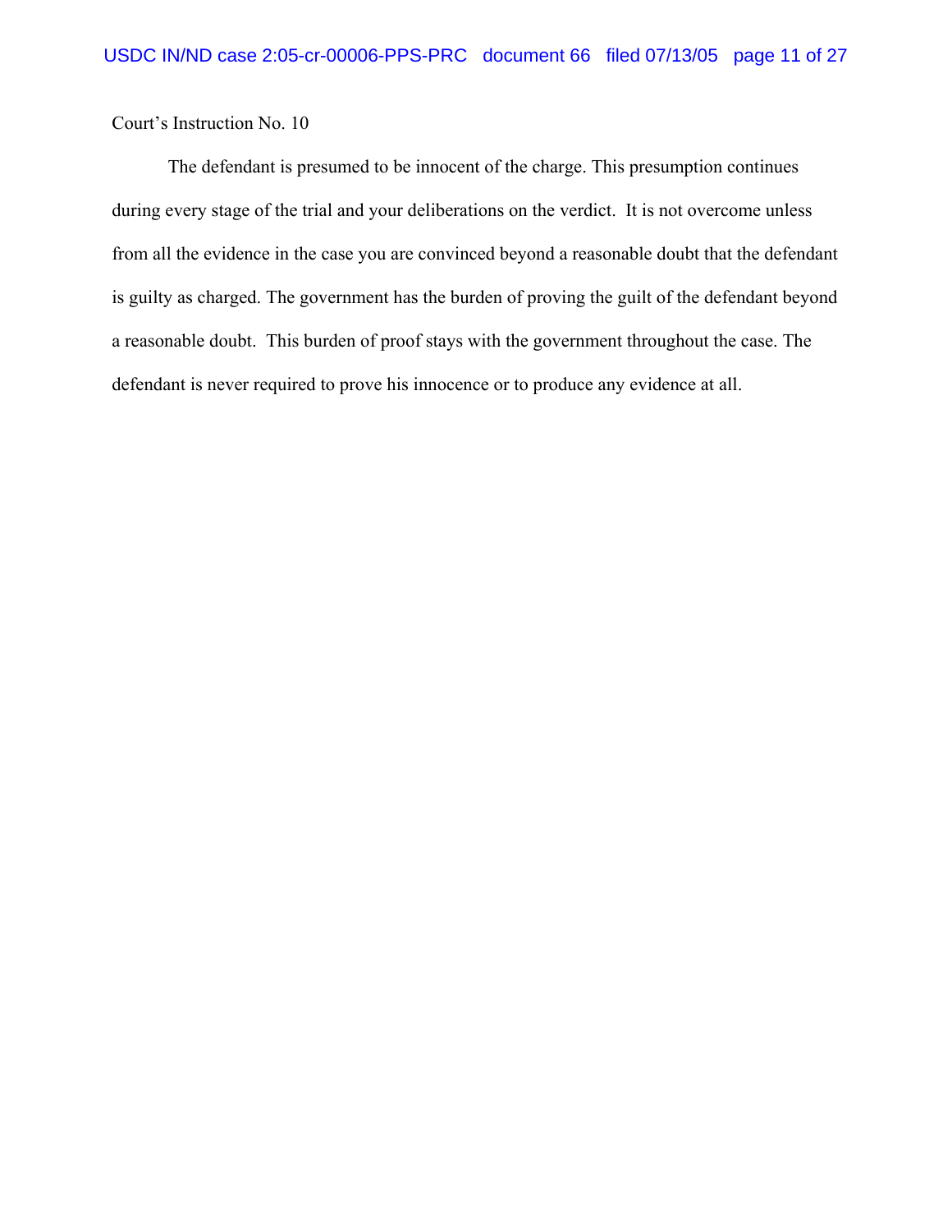Court's Instruction No. 10

The defendant is presumed to be innocent of the charge. This presumption continues during every stage of the trial and your deliberations on the verdict. It is not overcome unless from all the evidence in the case you are convinced beyond a reasonable doubt that the defendant is guilty as charged. The government has the burden of proving the guilt of the defendant beyond a reasonable doubt. This burden of proof stays with the government throughout the case. The defendant is never required to prove his innocence or to produce any evidence at all.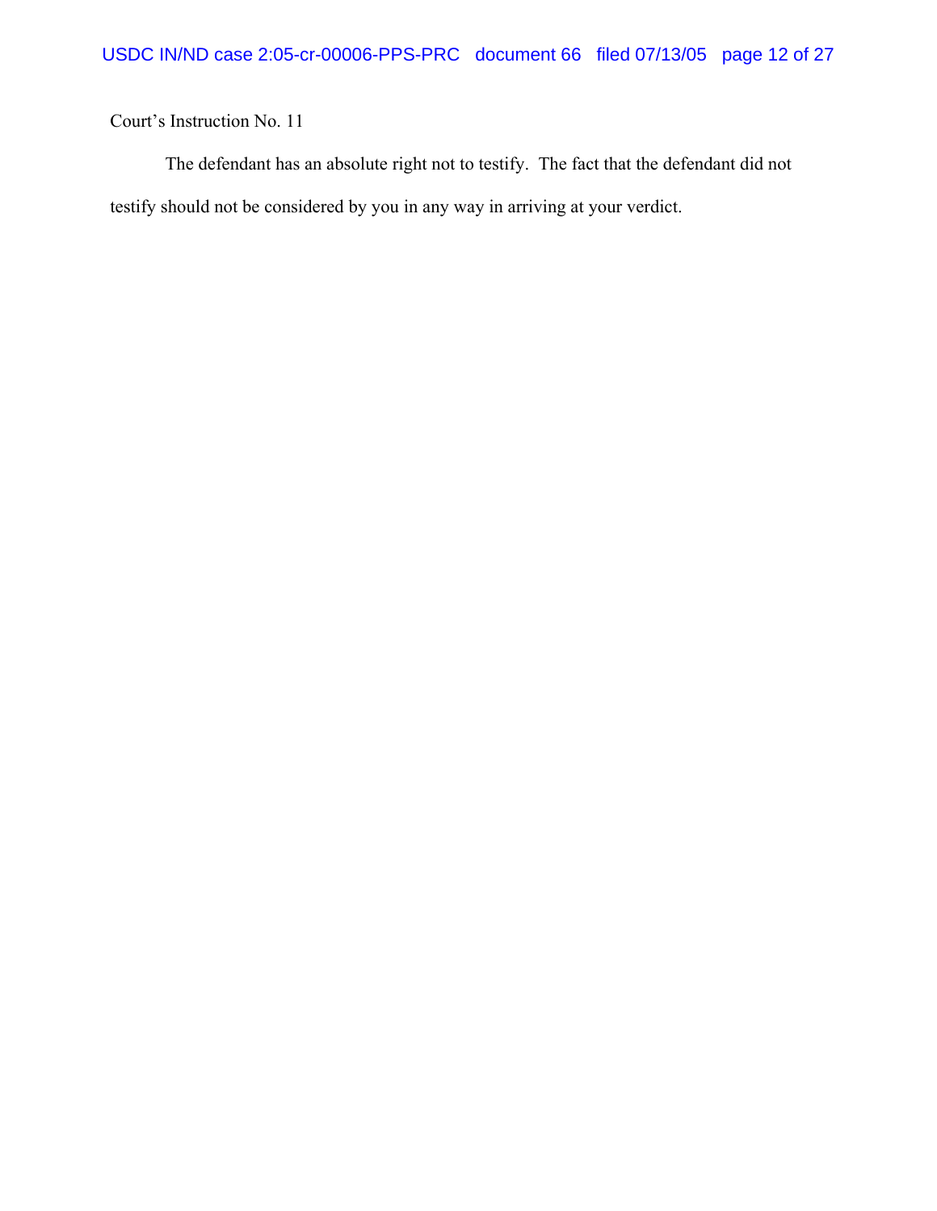Court's Instruction No. 11

The defendant has an absolute right not to testify. The fact that the defendant did not testify should not be considered by you in any way in arriving at your verdict.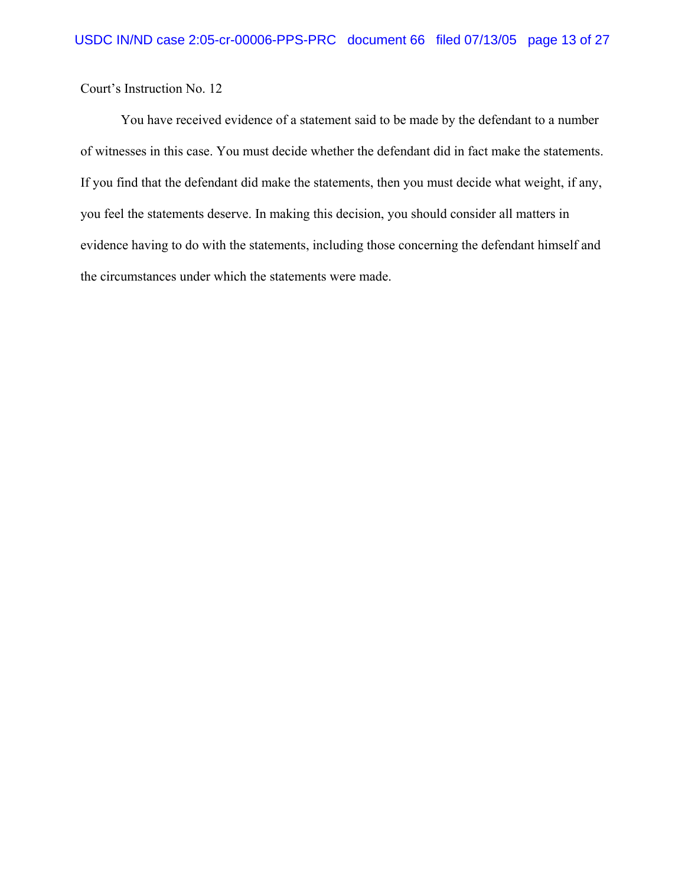Court's Instruction No. 12

You have received evidence of a statement said to be made by the defendant to a number of witnesses in this case. You must decide whether the defendant did in fact make the statements. If you find that the defendant did make the statements, then you must decide what weight, if any, you feel the statements deserve. In making this decision, you should consider all matters in evidence having to do with the statements, including those concerning the defendant himself and the circumstances under which the statements were made.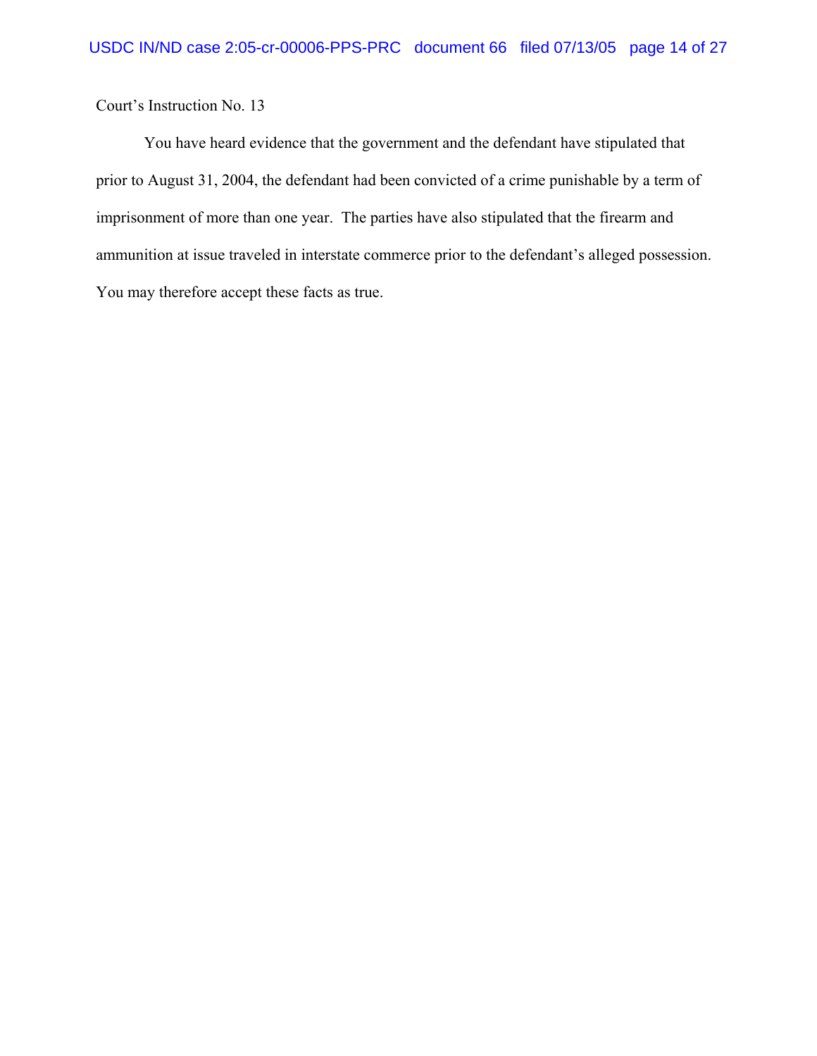Court's Instruction No. 13

You have heard evidence that the government and the defendant have stipulated that prior to August 31, 2004, the defendant had been convicted of a crime punishable by a term of imprisonment of more than one year. The parties have also stipulated that the firearm and ammunition at issue traveled in interstate commerce prior to the defendant's alleged possession. You may therefore accept these facts as true.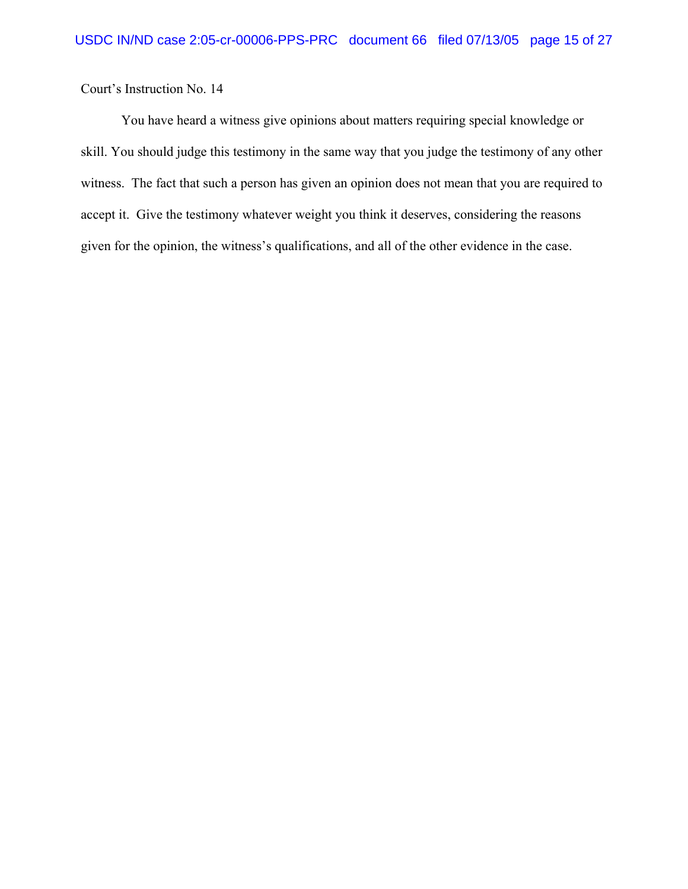Court's Instruction No. 14

You have heard a witness give opinions about matters requiring special knowledge or skill. You should judge this testimony in the same way that you judge the testimony of any other witness. The fact that such a person has given an opinion does not mean that you are required to accept it. Give the testimony whatever weight you think it deserves, considering the reasons given for the opinion, the witness's qualifications, and all of the other evidence in the case.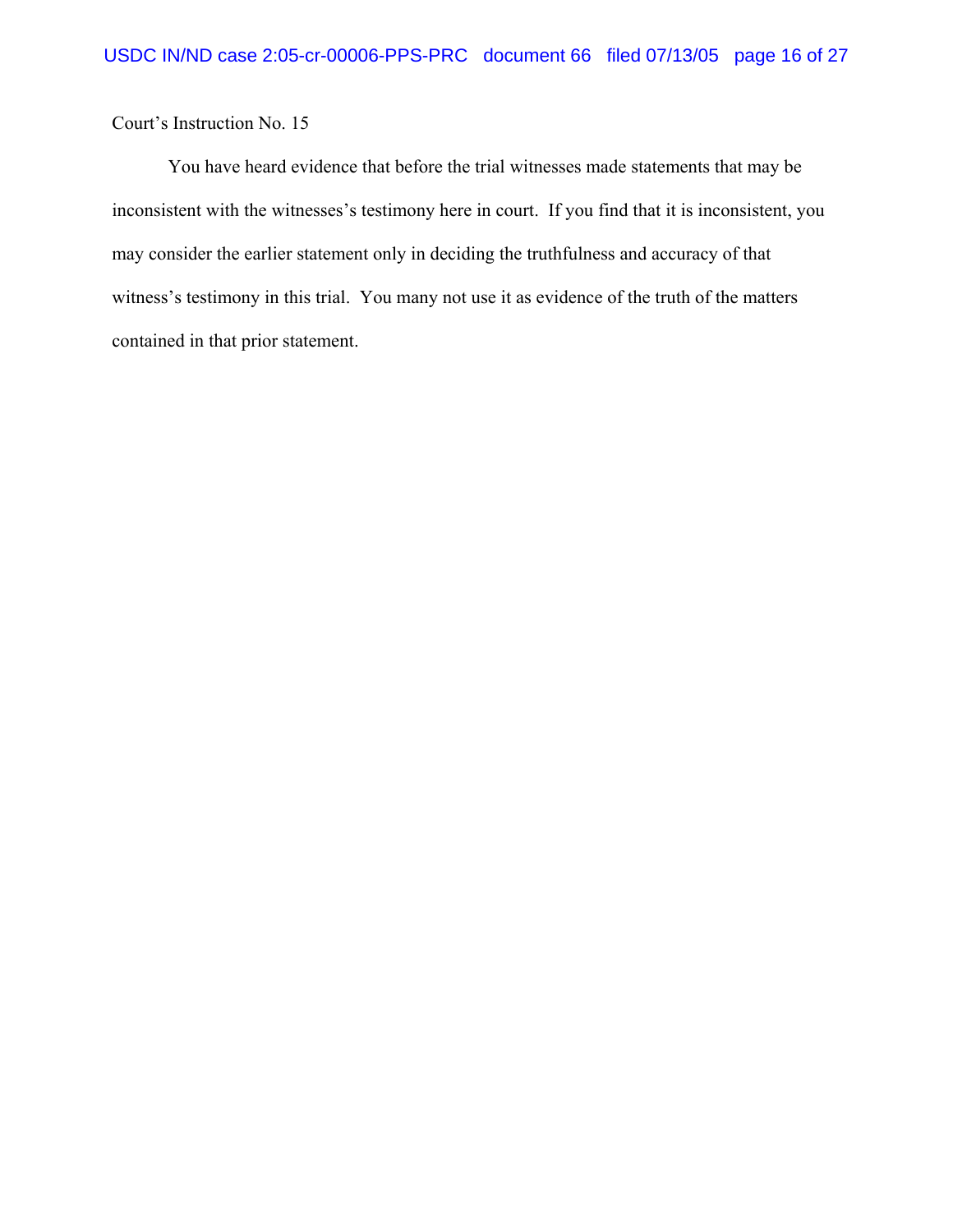Court's Instruction No. 15

You have heard evidence that before the trial witnesses made statements that may be inconsistent with the witnesses's testimony here in court. If you find that it is inconsistent, you may consider the earlier statement only in deciding the truthfulness and accuracy of that witness's testimony in this trial. You many not use it as evidence of the truth of the matters contained in that prior statement.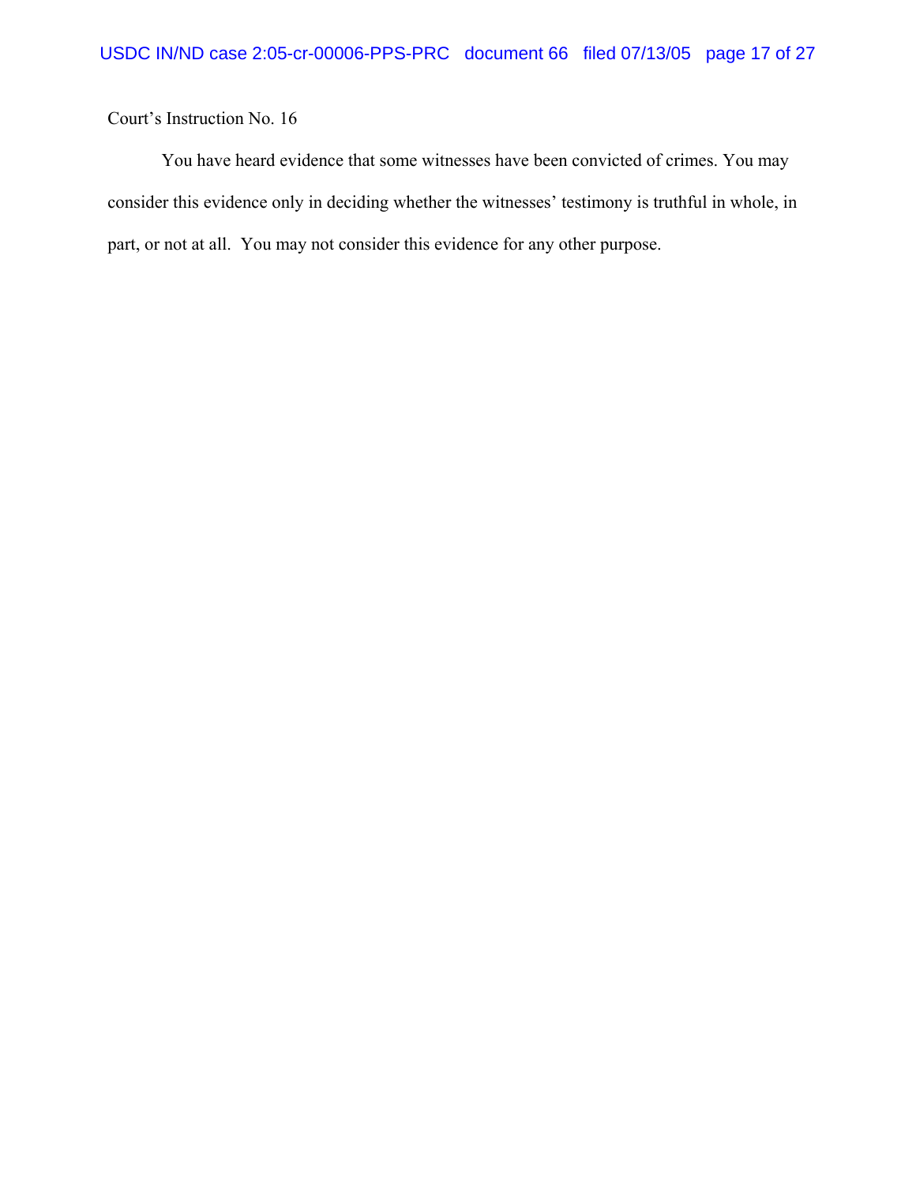Court's Instruction No. 16

You have heard evidence that some witnesses have been convicted of crimes. You may consider this evidence only in deciding whether the witnesses' testimony is truthful in whole, in part, or not at all. You may not consider this evidence for any other purpose.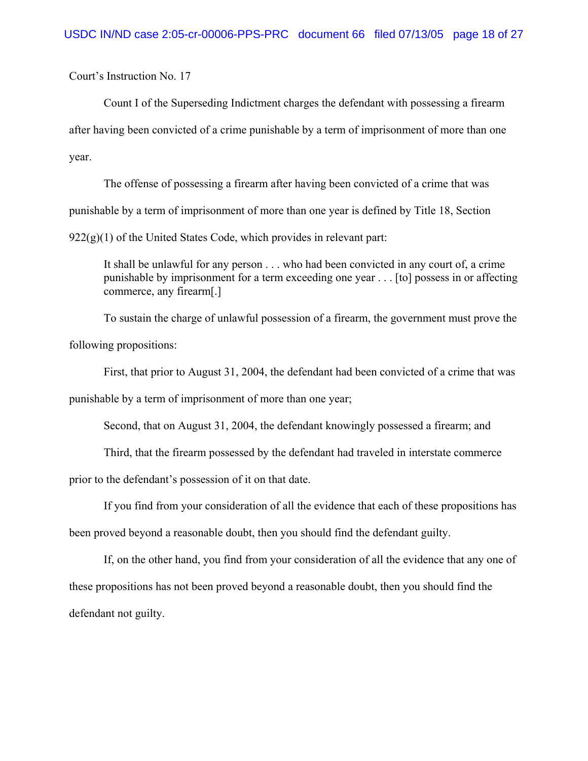Court's Instruction No. 17

Count I of the Superseding Indictment charges the defendant with possessing a firearm after having been convicted of a crime punishable by a term of imprisonment of more than one year.

The offense of possessing a firearm after having been convicted of a crime that was punishable by a term of imprisonment of more than one year is defined by Title 18, Section 922(g)(1) of the United States Code, which provides in relevant part:

> It shall be unlawful for any person . . . who had been convicted in any court of, a crime punishable by imprisonment for a term exceeding one year . . . [to] possess in or affecting commerce, any firearm[.]

To sustain the charge of unlawful possession of a firearm, the government must prove the following propositions:

First, that prior to August 31, 2004, the defendant had been convicted of a crime that was punishable by a term of imprisonment of more than one year;

Second, that on August 31, 2004, the defendant knowingly possessed a firearm; and

Third, that the firearm possessed by the defendant had traveled in interstate commerce prior to the defendant's possession of it on that date.

If you find from your consideration of all the evidence that each of these propositions has been proved beyond a reasonable doubt, then you should find the defendant guilty.

If, on the other hand, you find from your consideration of all the evidence that any one of these propositions has not been proved beyond a reasonable doubt, then you should find the defendant not guilty.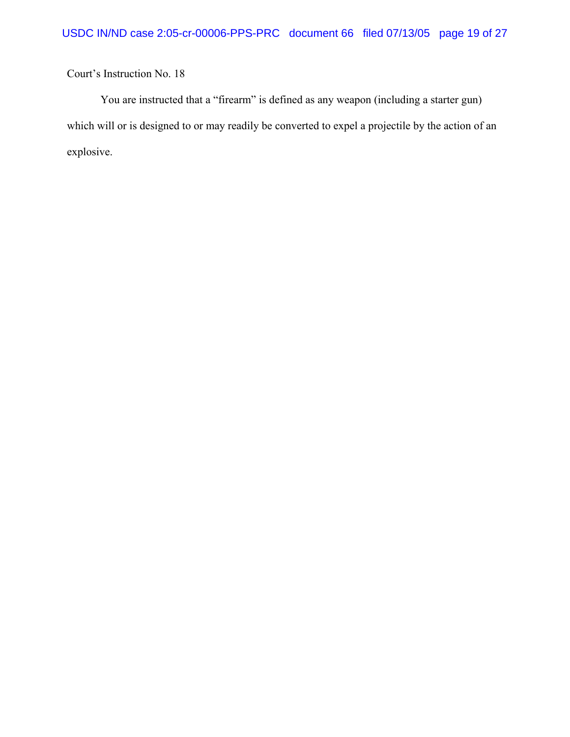Court's Instruction No. 18

You are instructed that a "firearm" is defined as any weapon (including a starter gun) which will or is designed to or may readily be converted to expel a projectile by the action of an explosive.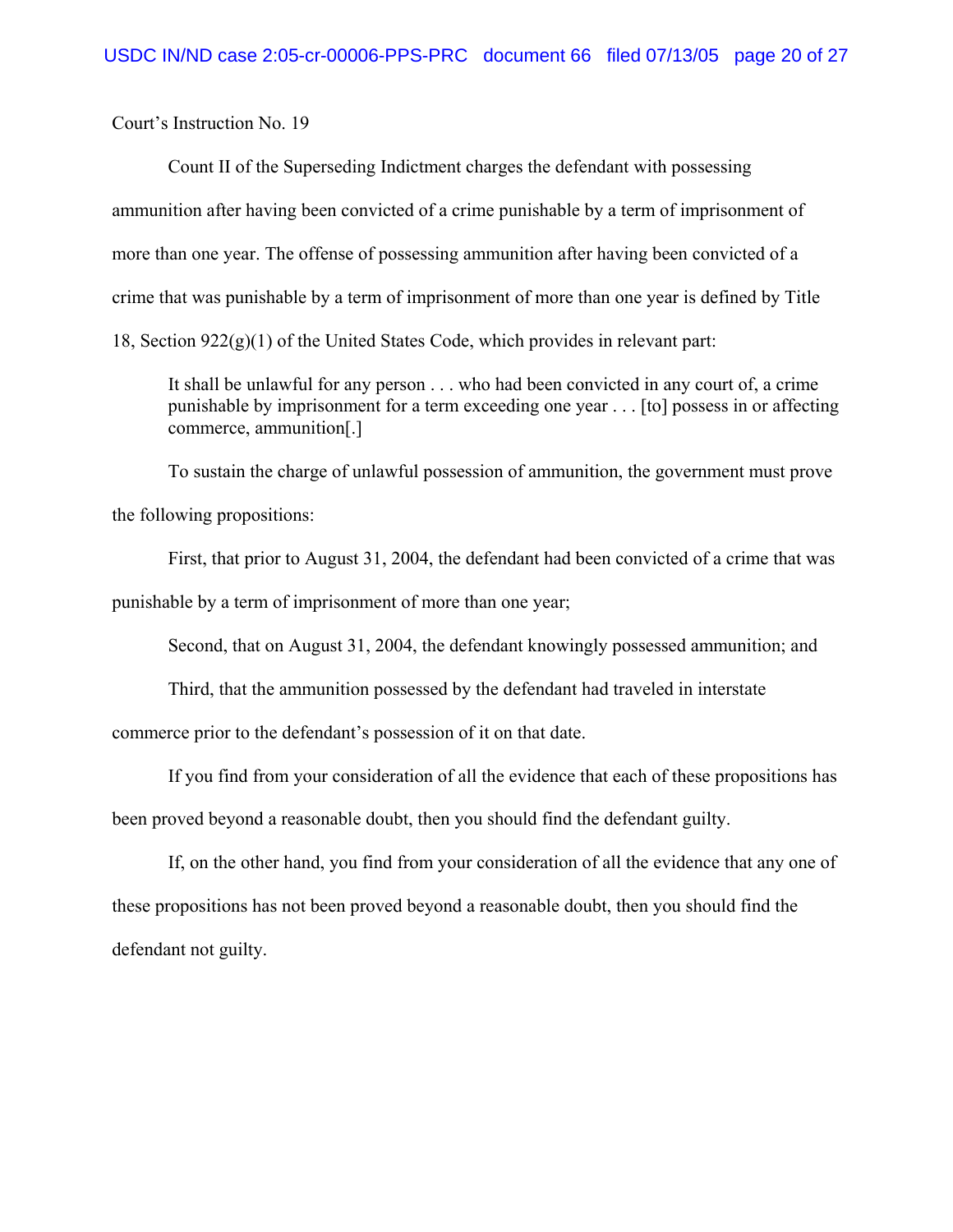Court's Instruction No. 19

Count II of the Superseding Indictment charges the defendant with possessing ammunition after having been convicted of a crime punishable by a term of imprisonment of more than one year. The offense of possessing ammunition after having been convicted of a crime that was punishable by a term of imprisonment of more than one year is defined by Title 18, Section 922(g)(1) of the United States Code, which provides in relevant part:

> It shall be unlawful for any person . . . who had been convicted in any court of, a crime punishable by imprisonment for a term exceeding one year . . . [to] possess in or affecting commerce, ammunition[.]

To sustain the charge of unlawful possession of ammunition, the government must prove the following propositions:

First, that prior to August 31, 2004, the defendant had been convicted of a crime that was punishable by a term of imprisonment of more than one year;

Second, that on August 31, 2004, the defendant knowingly possessed ammunition; and

Third, that the ammunition possessed by the defendant had traveled in interstate commerce prior to the defendant's possession of it on that date.

If you find from your consideration of all the evidence that each of these propositions has been proved beyond a reasonable doubt, then you should find the defendant guilty.

If, on the other hand, you find from your consideration of all the evidence that any one of these propositions has not been proved beyond a reasonable doubt, then you should find the defendant not guilty.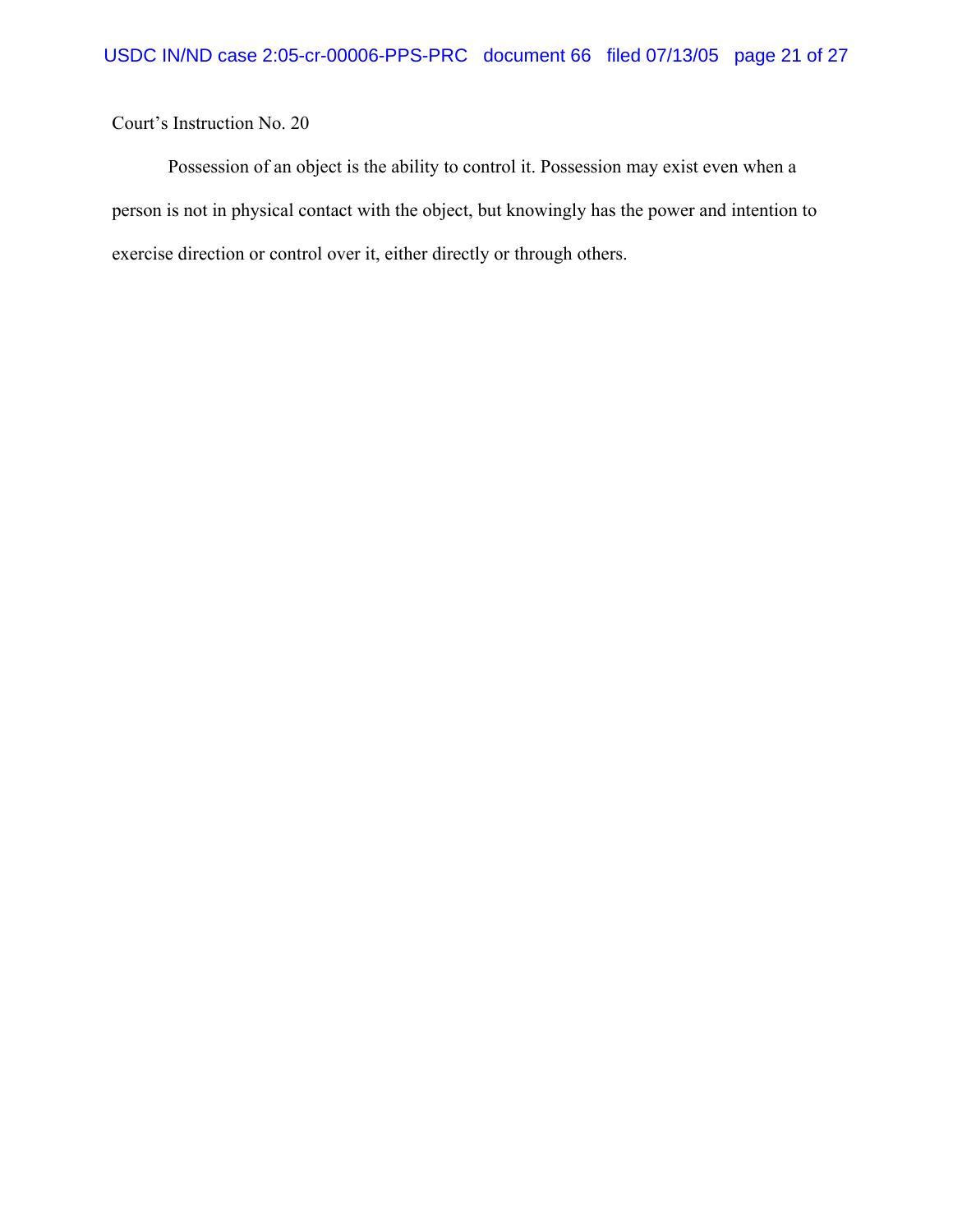Court's Instruction No. 20

Possession of an object is the ability to control it. Possession may exist even when a person is not in physical contact with the object, but knowingly has the power and intention to exercise direction or control over it, either directly or through others.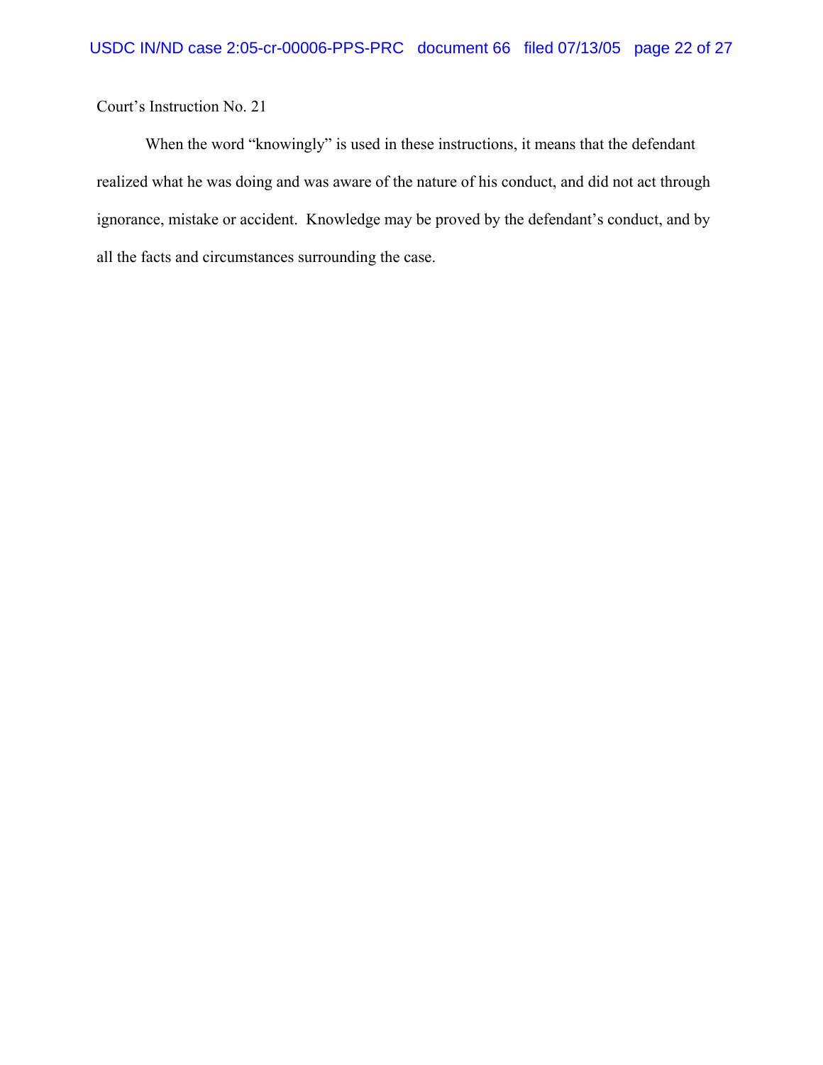Court's Instruction No. 21

When the word "knowingly" is used in these instructions, it means that the defendant realized what he was doing and was aware of the nature of his conduct, and did not act through ignorance, mistake or accident. Knowledge may be proved by the defendant's conduct, and by all the facts and circumstances surrounding the case.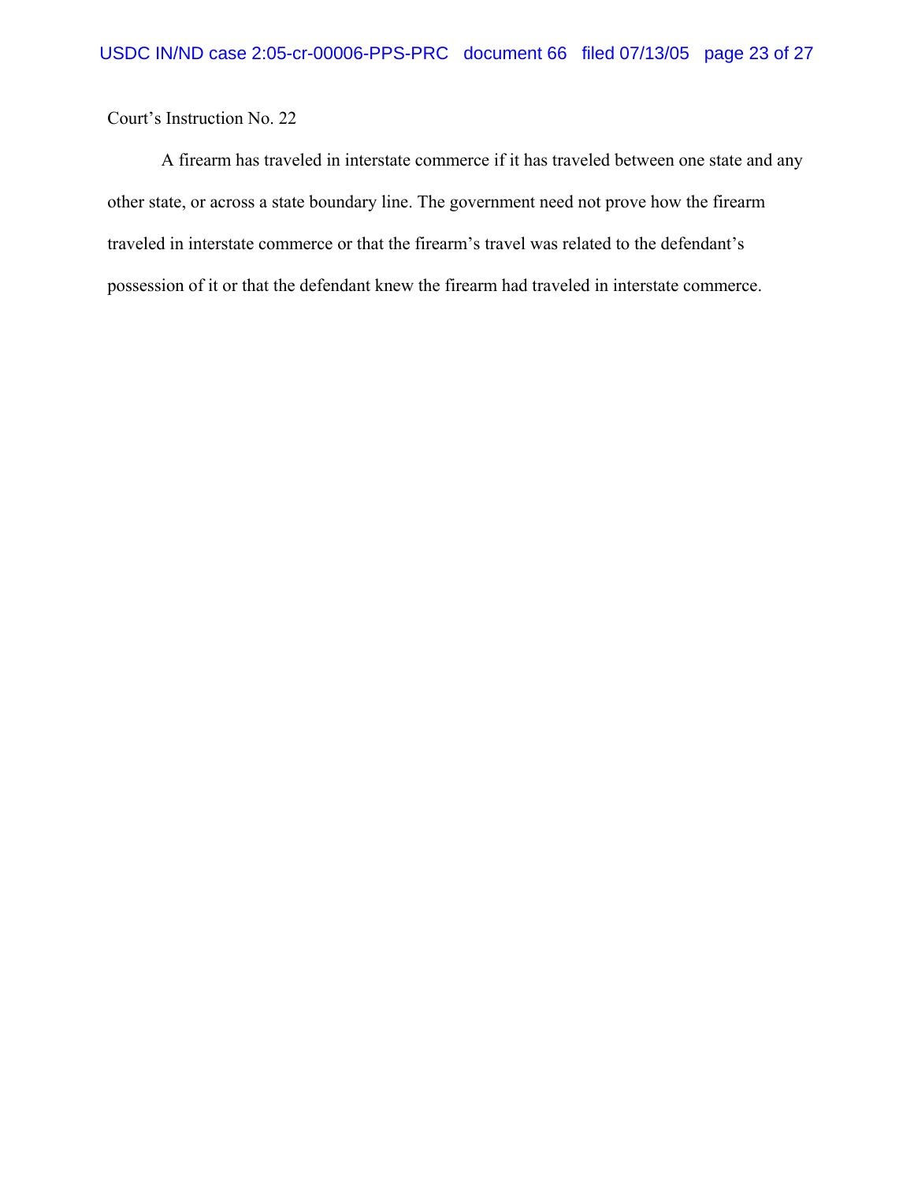Court's Instruction No. 22

A firearm has traveled in interstate commerce if it has traveled between one state and any other state, or across a state boundary line. The government need not prove how the firearm traveled in interstate commerce or that the firearm's travel was related to the defendant's possession of it or that the defendant knew the firearm had traveled in interstate commerce.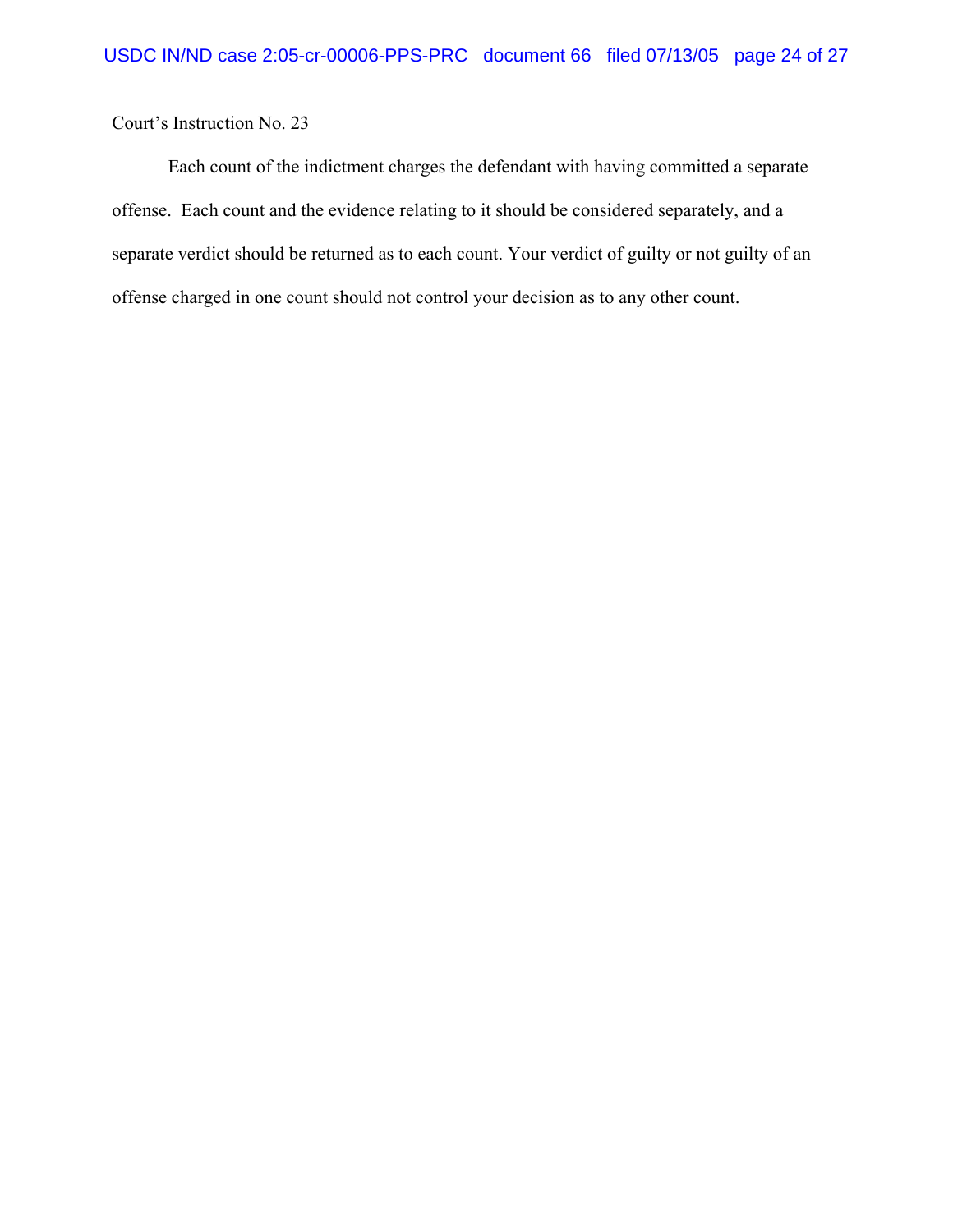Court's Instruction No. 23

Each count of the indictment charges the defendant with having committed a separate offense. Each count and the evidence relating to it should be considered separately, and a separate verdict should be returned as to each count. Your verdict of guilty or not guilty of an offense charged in one count should not control your decision as to any other count.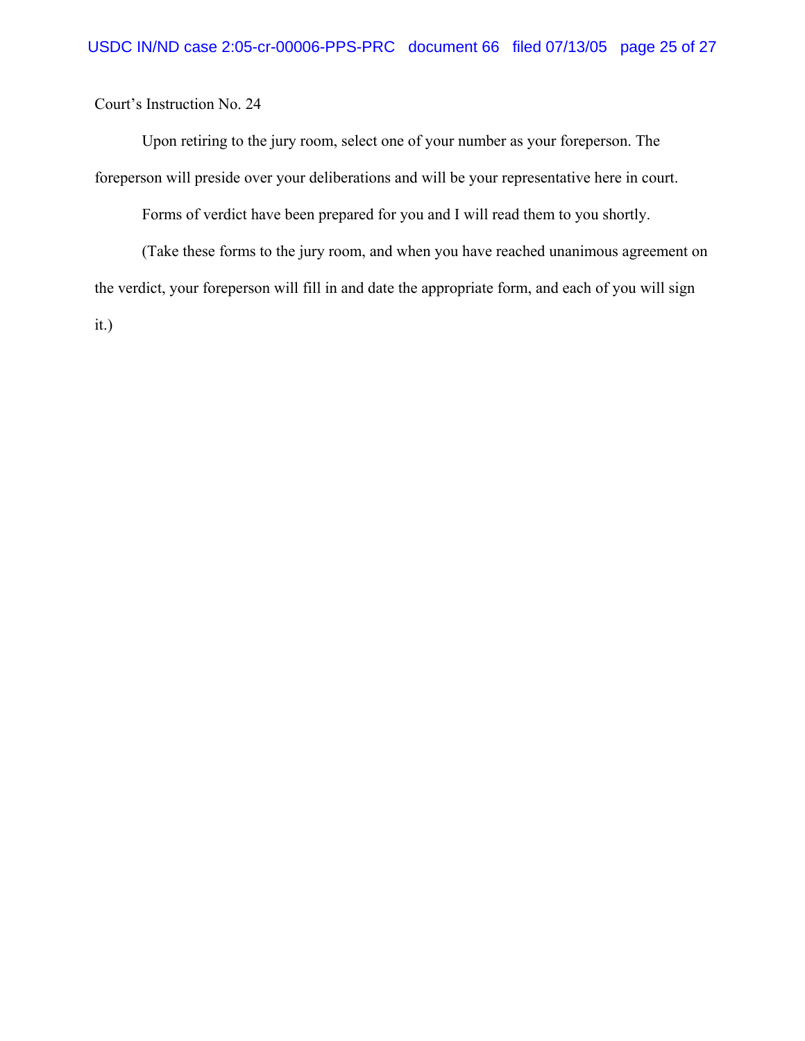Court's Instruction No. 24

Upon retiring to the jury room, select one of your number as your foreperson. The foreperson will preside over your deliberations and will be your representative here in court.

Forms of verdict have been prepared for you and I will read them to you shortly.

(Take these forms to the jury room, and when you have reached unanimous agreement on the verdict, your foreperson will fill in and date the appropriate form, and each of you will sign it.)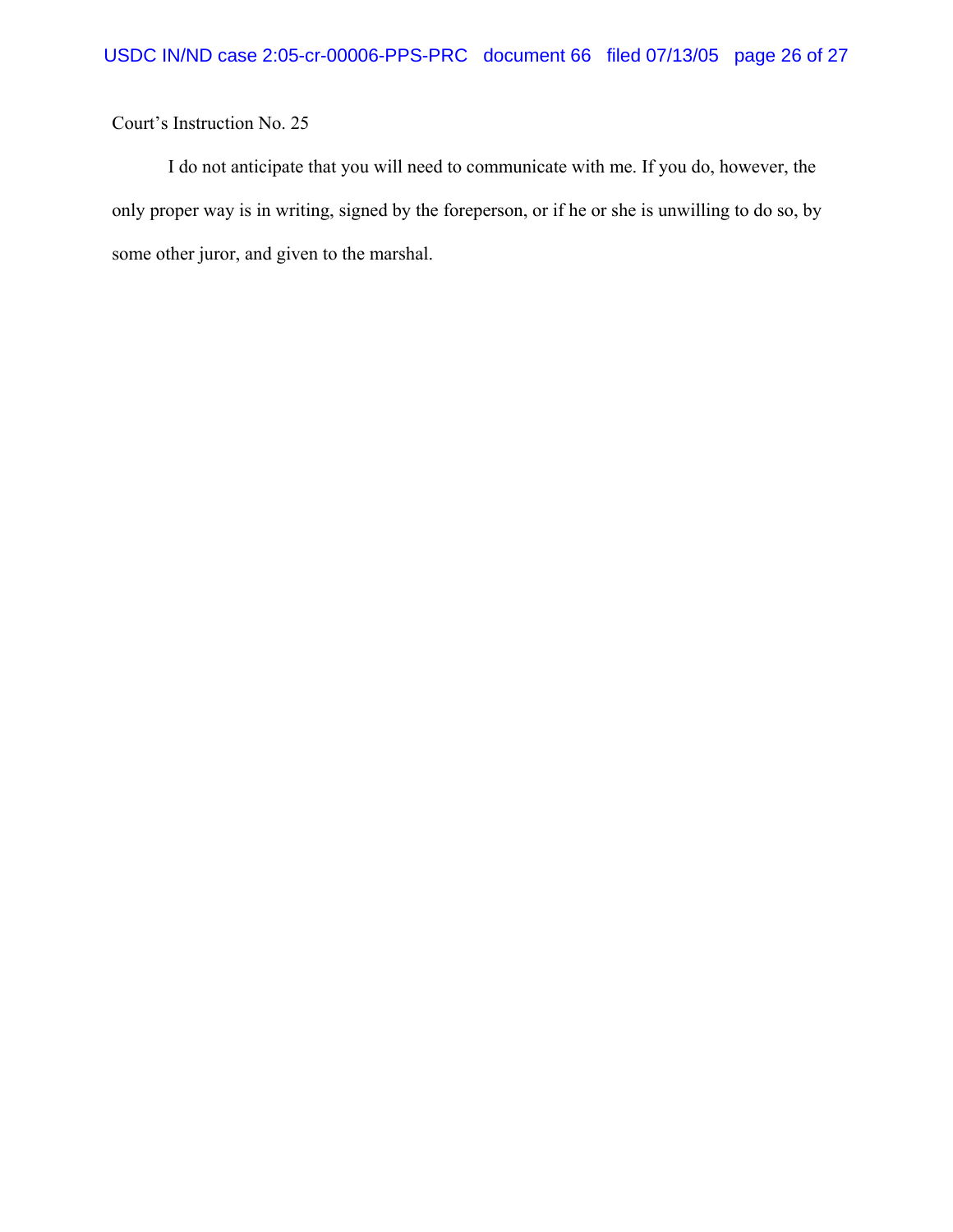Court's Instruction No. 25

I do not anticipate that you will need to communicate with me. If you do, however, the only proper way is in writing, signed by the foreperson, or if he or she is unwilling to do so, by some other juror, and given to the marshal.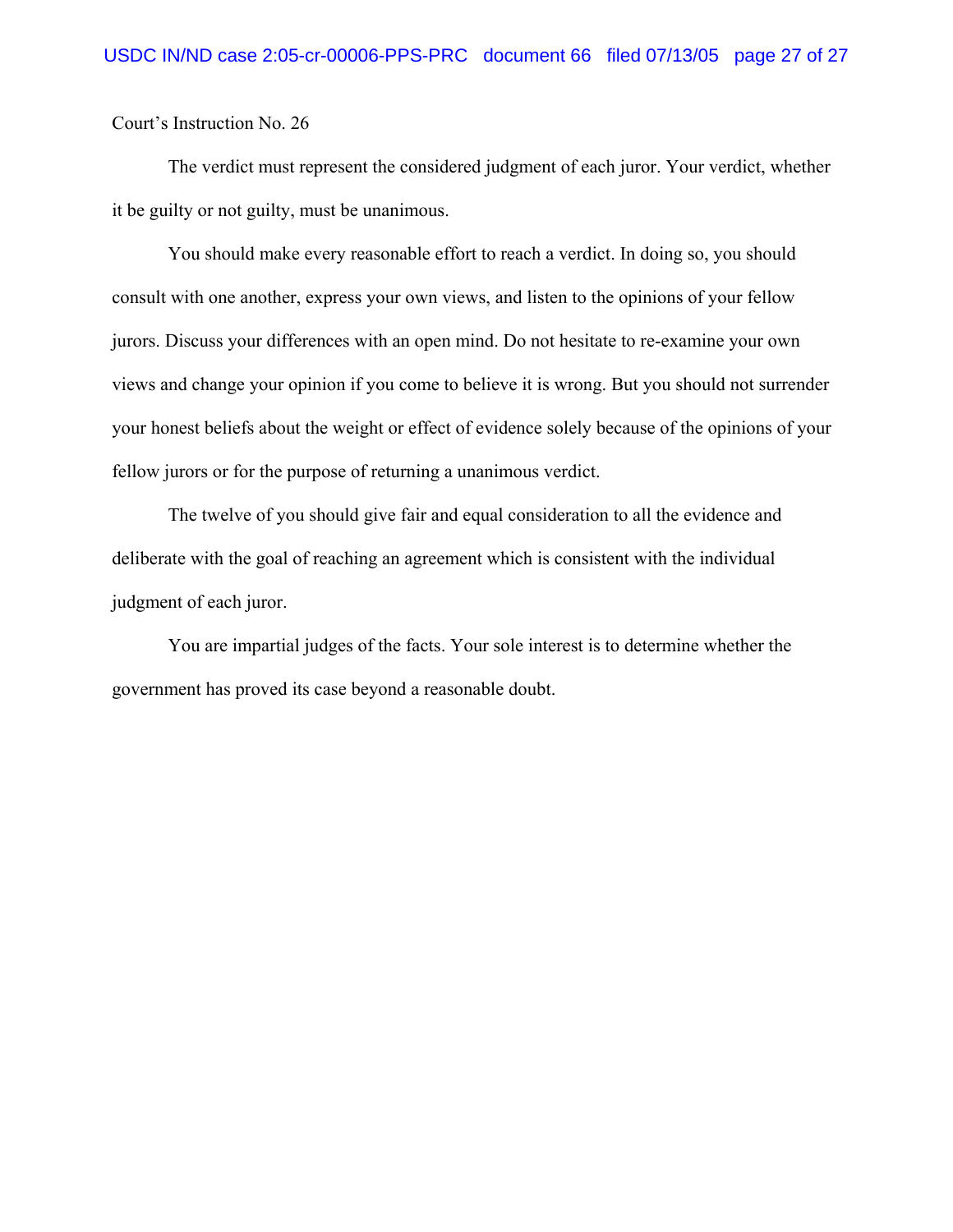Court's Instruction No. 26

The verdict must represent the considered judgment of each juror. Your verdict, whether it be guilty or not guilty, must be unanimous.

You should make every reasonable effort to reach a verdict. In doing so, you should consult with one another, express your own views, and listen to the opinions of your fellow jurors. Discuss your differences with an open mind. Do not hesitate to re-examine your own views and change your opinion if you come to believe it is wrong. But you should not surrender your honest beliefs about the weight or effect of evidence solely because of the opinions of your fellow jurors or for the purpose of returning a unanimous verdict.

The twelve of you should give fair and equal consideration to all the evidence and deliberate with the goal of reaching an agreement which is consistent with the individual judgment of each juror.

You are impartial judges of the facts. Your sole interest is to determine whether the government has proved its case beyond a reasonable doubt.